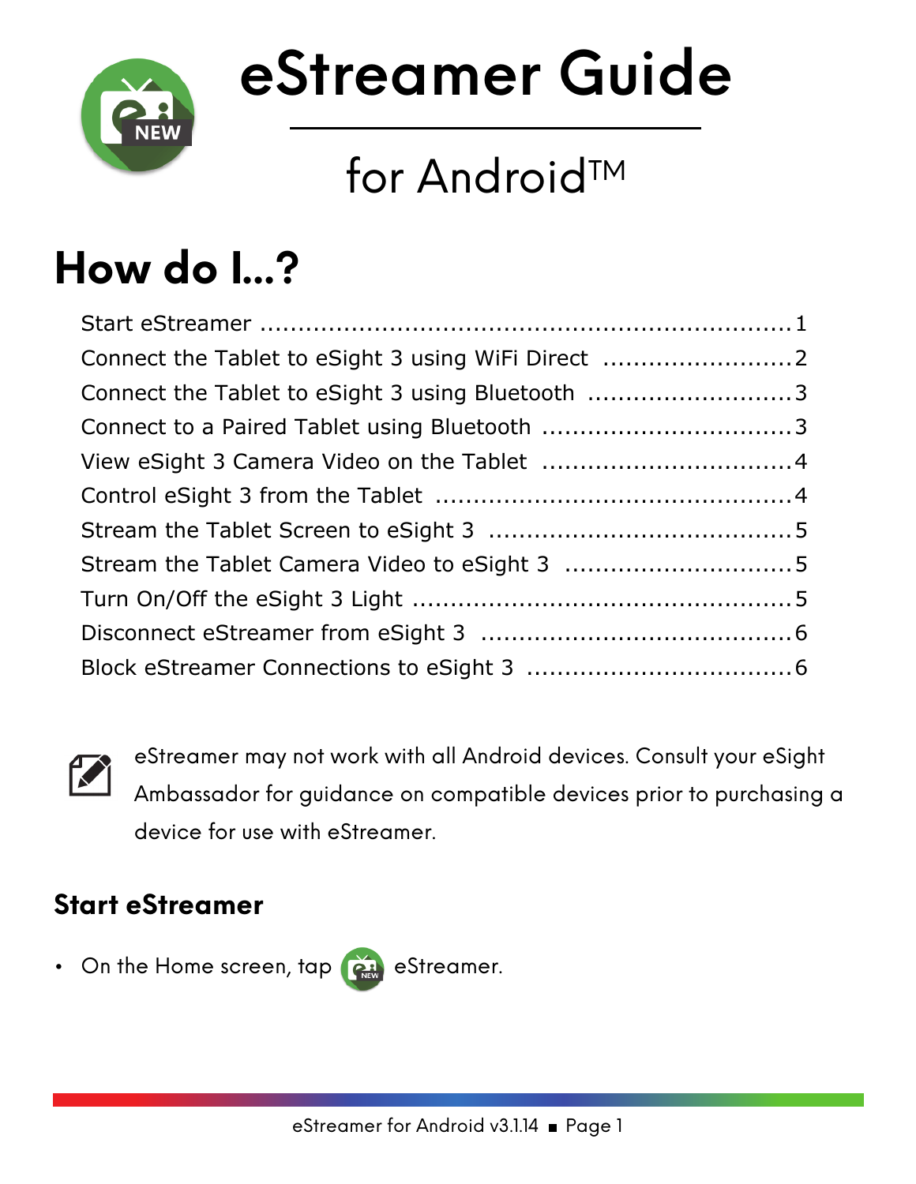# eStreamer Guide

## for Android™

# How do I...?

| | |
|---|---|
| Start eStreamer | 1 |
| Connect the Tablet to eSight 3 using WiFi Direct | 2 |
| Connect the Tablet to eSight 3 using Bluetooth | 3 |
| Connect to a Paired Tablet using Bluetooth | 3 |
| View eSight 3 Camera Video on the Tablet | 4 |
| Control eSight 3 from the Tablet | 4 |
| Stream the Tablet Screen to eSight 3 | 5 |
| Stream the Tablet Camera Video to eSight 3 | 5 |
| Turn On/Off the eSight 3 Light | 5 |
| Disconnect eStreamer from eSight 3 | 6 |
| Block eStreamer Connections to eSight 3 | 6 |

eStreamer may not work with all Android devices. Consult your eSight Ambassador for guidance on compatible devices prior to purchasing a device for use with eStreamer.

## Start eStreamer

- On the Home screen, tap eStreamer.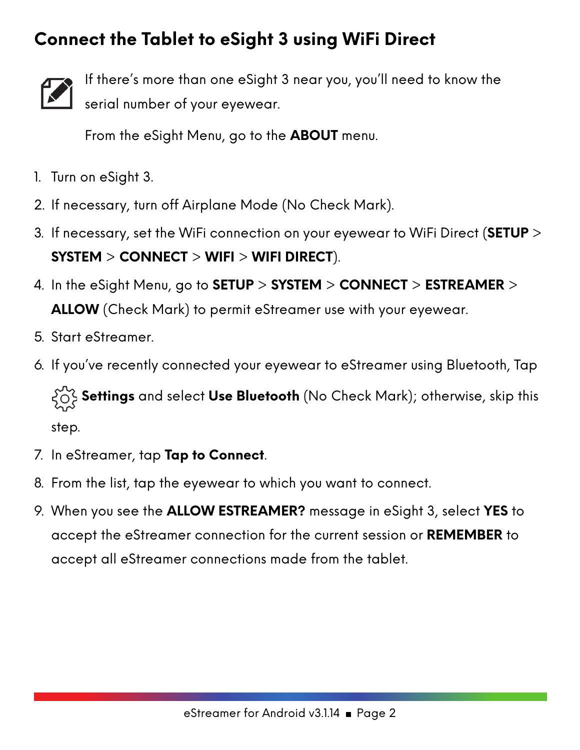## Connect the Tablet to eSight 3 using WiFi Direct

If there's more than one eSight 3 near you, you'll need to know the serial number of your eyewear.

From the eSight Menu, go to the **ABOUT** menu.

1. Turn on eSight 3.
2. If necessary, turn off Airplane Mode (No Check Mark).
3. If necessary, set the WiFi connection on your eyewear to WiFi Direct (**SETUP** > **SYSTEM** > **CONNECT** > **WIFI** > **WIFI DIRECT**).
4. In the eSight Menu, go to **SETUP** > **SYSTEM** > **CONNECT** > **ESTREAMER** > **ALLOW** (Check Mark) to permit eStreamer use with your eyewear.
5. Start eStreamer.
6. If you've recently connected your eyewear to eStreamer using Bluetooth, Tap **Settings** and select **Use Bluetooth** (No Check Mark); otherwise, skip this step.
7. In eStreamer, tap **Tap to Connect**.
8. From the list, tap the eyewear to which you want to connect.
9. When you see the **ALLOW ESTREAMER?** message in eSight 3, select **YES** to accept the eStreamer connection for the current session or **REMEMBER** to accept all eStreamer connections made from the tablet.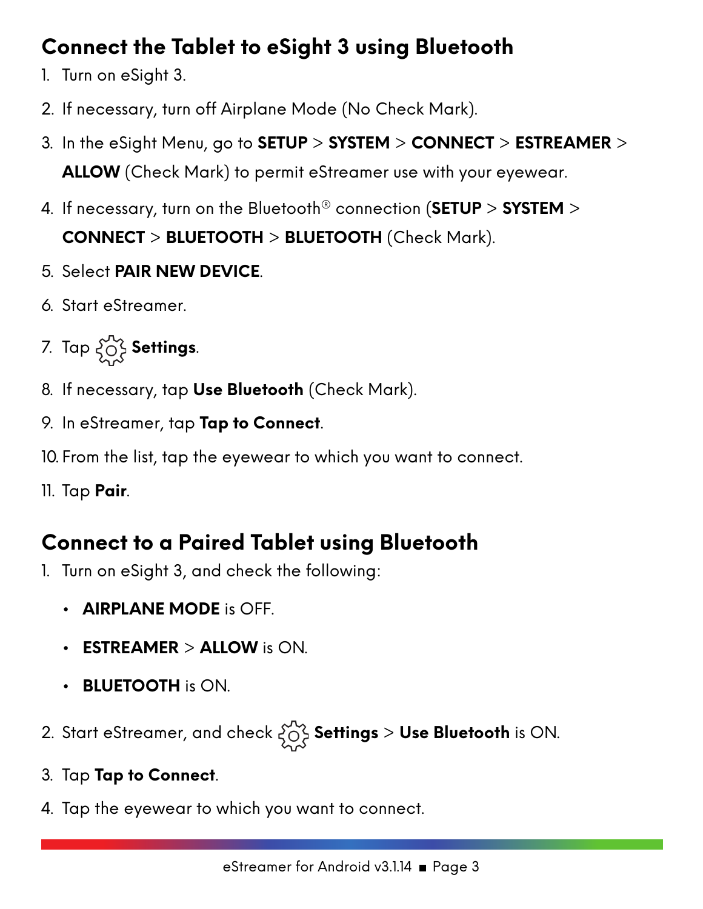## Connect the Tablet to eSight 3 using Bluetooth

1. Turn on eSight 3.
2. If necessary, turn off Airplane Mode (No Check Mark).
3. In the eSight Menu, go to **SETUP** > **SYSTEM** > **CONNECT** > **ESTREAMER** > **ALLOW** (Check Mark) to permit eStreamer use with your eyewear.
4. If necessary, turn on the Bluetooth® connection (**SETUP** > **SYSTEM** > **CONNECT** > **BLUETOOTH** > **BLUETOOTH** (Check Mark).
5. Select **PAIR NEW DEVICE**.
6. Start eStreamer.
7. Tap **Settings**.
8. If necessary, tap **Use Bluetooth** (Check Mark).
9. In eStreamer, tap **Tap to Connect**.
10. From the list, tap the eyewear to which you want to connect.
11. Tap **Pair**.

## Connect to a Paired Tablet using Bluetooth

1. Turn on eSight 3, and check the following:
   - **AIRPLANE MODE** is OFF.
   - **ESTREAMER** > **ALLOW** is ON.
   - **BLUETOOTH** is ON.
2. Start eStreamer, and check **Settings** > **Use Bluetooth** is ON.
3. Tap **Tap to Connect**.
4. Tap the eyewear to which you want to connect.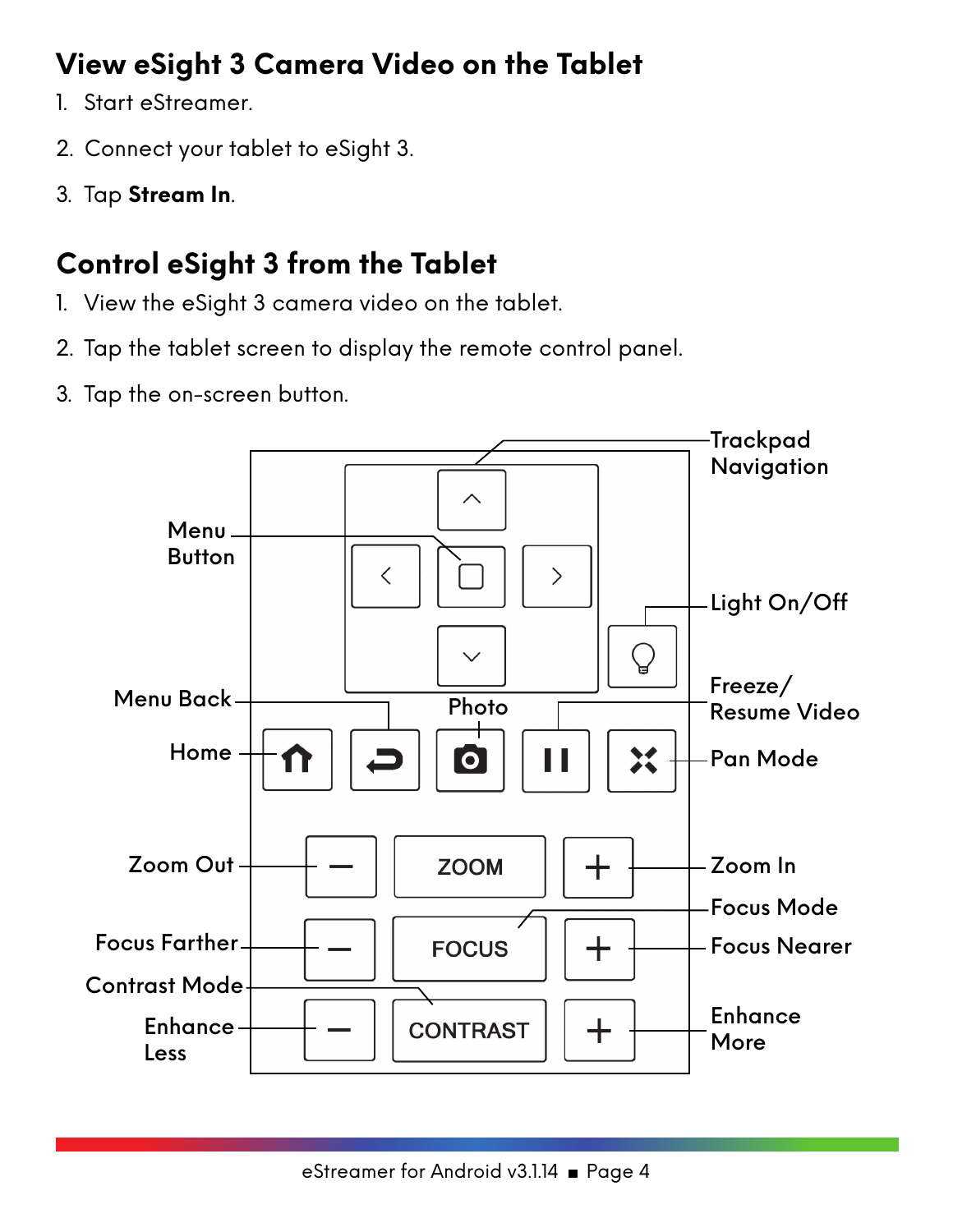## View eSight 3 Camera Video on the Tablet

1. Start eStreamer.
2. Connect your tablet to eSight 3.
3. Tap **Stream In**.

## Control eSight 3 from the Tablet

1. View the eSight 3 camera video on the tablet.
2. Tap the tablet screen to display the remote control panel.
3. Tap the on-screen button.

Trackpad Navigation

Menu Button

Light On/Off

Menu Back

Photo

Freeze/ Resume Video

Home

Pan Mode

Zoom Out

ZOOM

Zoom In

Focus Mode

Focus Farther

FOCUS

Focus Nearer

Contrast Mode

Enhance Less

CONTRAST

Enhance More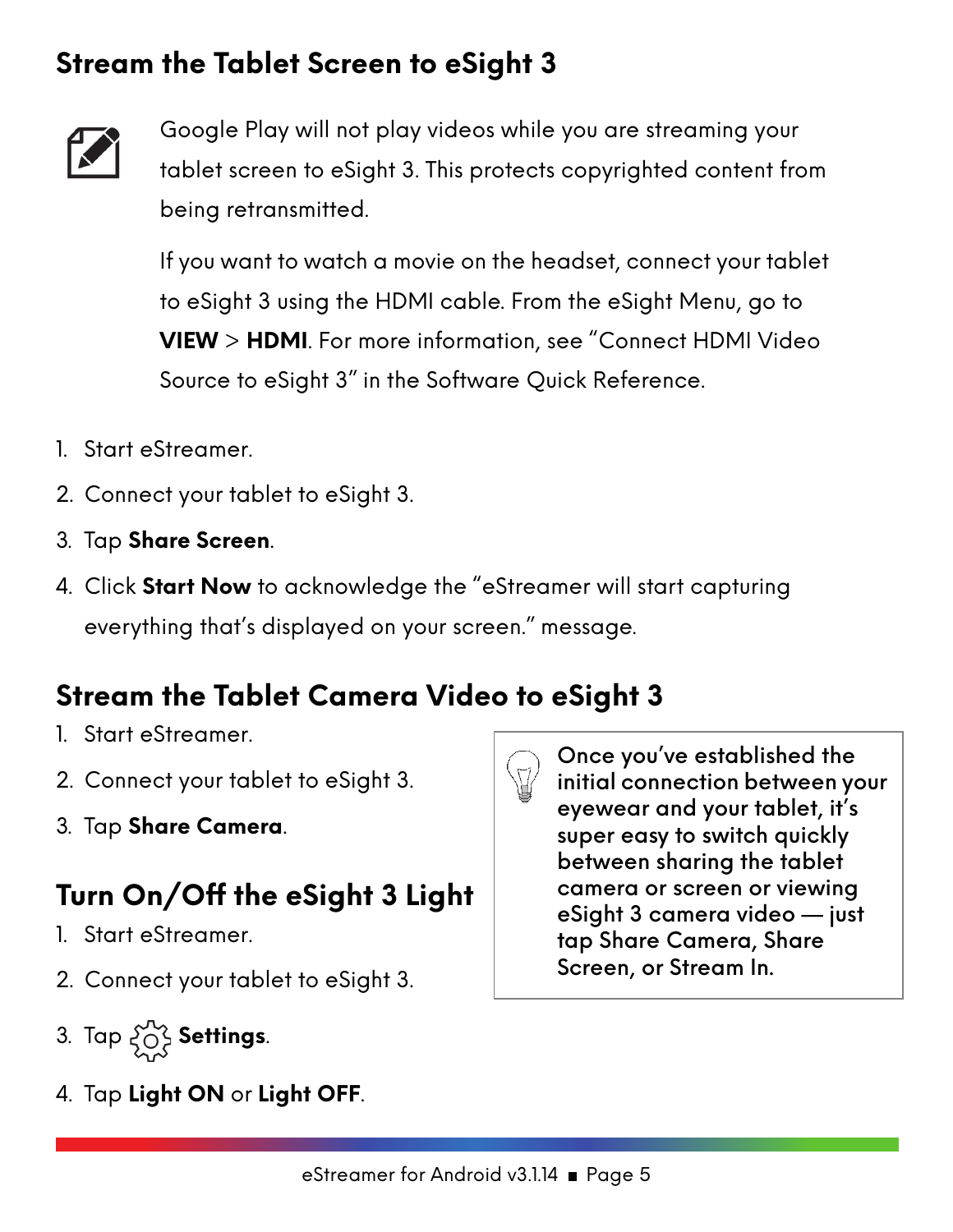## Stream the Tablet Screen to eSight 3

Google Play will not play videos while you are streaming your tablet screen to eSight 3. This protects copyrighted content from being retransmitted.

If you want to watch a movie on the headset, connect your tablet to eSight 3 using the HDMI cable. From the eSight Menu, go to **VIEW** > **HDMI**. For more information, see "Connect HDMI Video Source to eSight 3" in the Software Quick Reference.

1. Start eStreamer.
2. Connect your tablet to eSight 3.
3. Tap **Share Screen**.
4. Click **Start Now** to acknowledge the "eStreamer will start capturing everything that's displayed on your screen." message.

## Stream the Tablet Camera Video to eSight 3

1. Start eStreamer.
2. Connect your tablet to eSight 3.
3. Tap **Share Camera**.

Once you've established the initial connection between your eyewear and your tablet, it's super easy to switch quickly between sharing the tablet camera or screen or viewing eSight 3 camera video — just tap Share Camera, Share Screen, or Stream In.

## Turn On/Off the eSight 3 Light

1. Start eStreamer.
2. Connect your tablet to eSight 3.
3. Tap **Settings**.
4. Tap **Light ON** or **Light OFF**.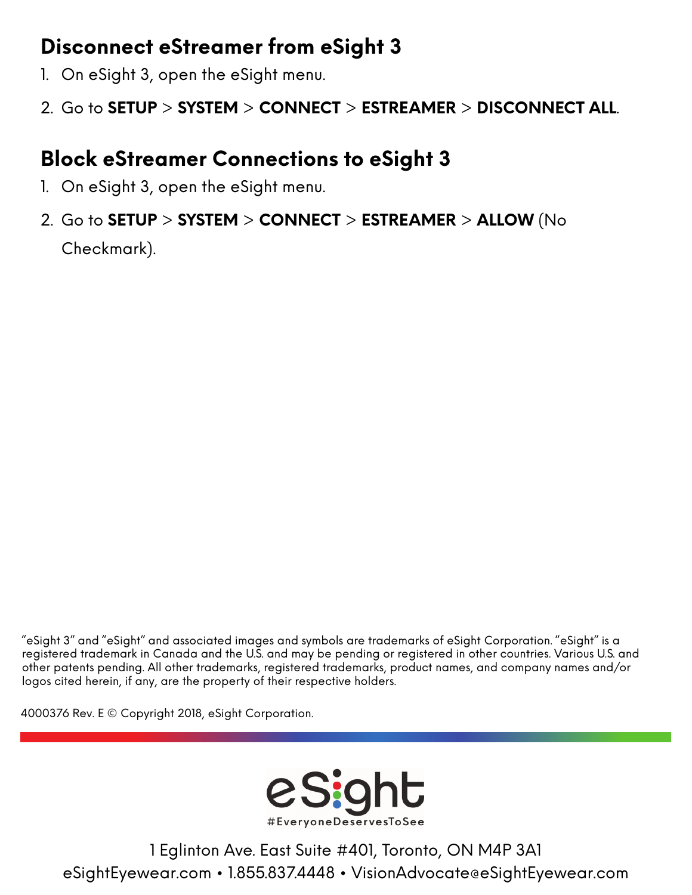## Disconnect eStreamer from eSight 3

1. On eSight 3, open the eSight menu.
2. Go to **SETUP** > **SYSTEM** > **CONNECT** > **ESTREAMER** > **DISCONNECT ALL**.

## Block eStreamer Connections to eSight 3

1. On eSight 3, open the eSight menu.
2. Go to **SETUP** > **SYSTEM** > **CONNECT** > **ESTREAMER** > **ALLOW** (No Checkmark).

"eSight 3" and "eSight" and associated images and symbols are trademarks of eSight Corporation. "eSight" is a registered trademark in Canada and the U.S. and may be pending or registered in other countries. Various U.S. and other patents pending. All other trademarks, registered trademarks, product names, and company names and/or logos cited herein, if any, are the property of their respective holders.

4000376 Rev. E © Copyright 2018, eSight Corporation.

eSight

#EveryoneDeservesToSee

1 Eglinton Ave. East Suite #401, Toronto, ON M4P 3A1

eSightEyewear.com • 1.855.837.4448 • VisionAdvocate@eSightEyewear.com